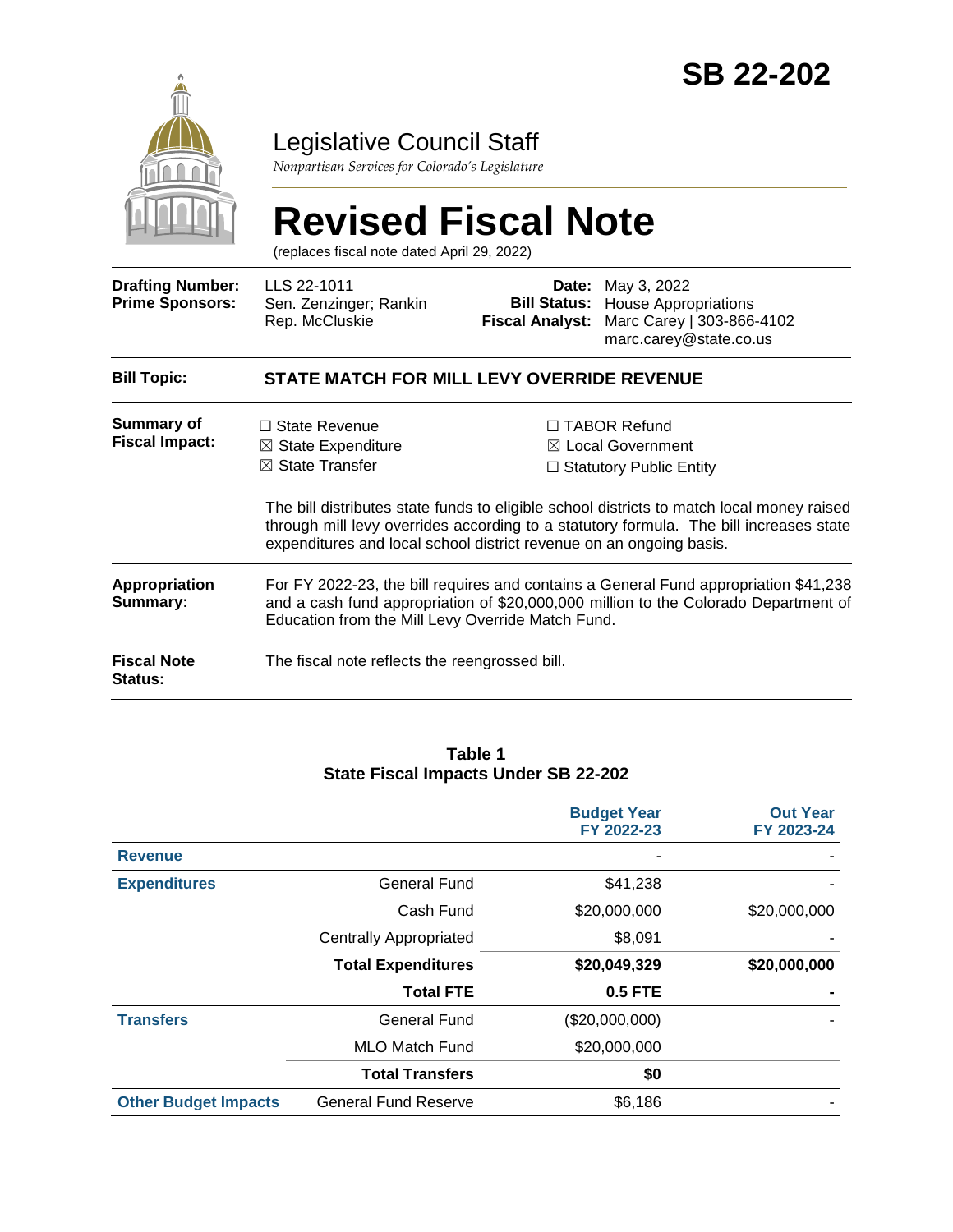# SB 22-202

## Legislative Council Staff

*Nonpartisan Services for Colorado's Legislature*

# Revised Fiscal Note

(replaces fiscal note dated April 29, 2022)

| | | | |
|---|---|---|---|
| **Drafting Number:** | LLS 22-1011 | **Date:** | May 3, 2022 |
| **Prime Sponsors:** | Sen. Zenzinger; Rankin<br>Rep. McCluskie | **Bill Status:** | House Appropriations |
| | | **Fiscal Analyst:** | Marc Carey \| 303-866-4102<br>marc.carey@state.co.us |

**Bill Topic:** **STATE MATCH FOR MILL LEVY OVERRIDE REVENUE**

**Summary of Fiscal Impact:**

☐ State Revenue
☒ State Expenditure
☒ State Transfer
☐ TABOR Refund
☒ Local Government
☐ Statutory Public Entity

The bill distributes state funds to eligible school districts to match local money raised through mill levy overrides according to a statutory formula. The bill increases state expenditures and local school district revenue on an ongoing basis.

**Appropriation Summary:** For FY 2022-23, the bill requires and contains a General Fund appropriation $41,238 and a cash fund appropriation of $20,000,000 million to the Colorado Department of Education from the Mill Levy Override Match Fund.

**Fiscal Note Status:** The fiscal note reflects the reengrossed bill.

**Table 1**
**State Fiscal Impacts Under SB 22-202**

| | | Budget Year FY 2022-23 | Out Year FY 2023-24 |
|---|---|---|---|
| **Revenue** | | - | - |
| **Expenditures** | General Fund | $41,238 | - |
| | Cash Fund | $20,000,000 | $20,000,000 |
| | Centrally Appropriated | $8,091 | - |
| | **Total Expenditures** | **$20,049,329** | **$20,000,000** |
| | **Total FTE** | **0.5 FTE** | **-** |
| **Transfers** | General Fund | ($20,000,000) | - |
| | MLO Match Fund | $20,000,000 | |
| | **Total Transfers** | **$0** | |
| **Other Budget Impacts** | General Fund Reserve | $6,186 | - |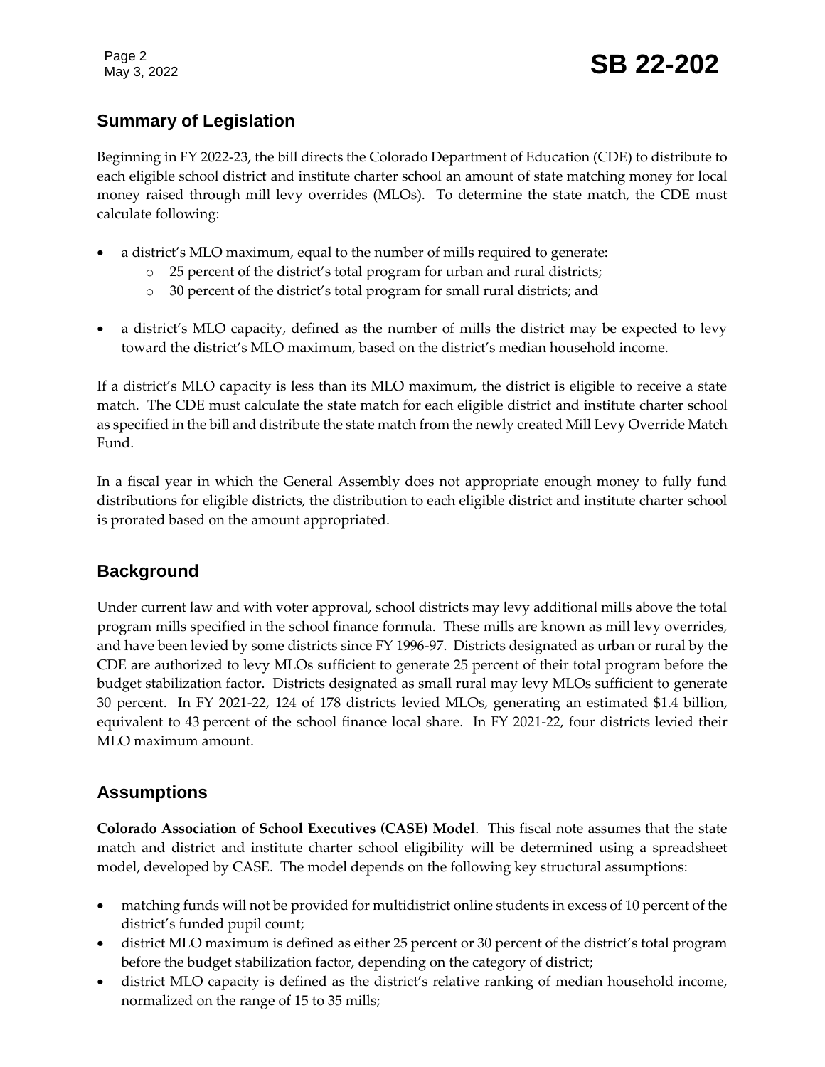## Summary of Legislation

Beginning in FY 2022-23, the bill directs the Colorado Department of Education (CDE) to distribute to each eligible school district and institute charter school an amount of state matching money for local money raised through mill levy overrides (MLOs). To determine the state match, the CDE must calculate following:

- a district's MLO maximum, equal to the number of mills required to generate:
  - 25 percent of the district's total program for urban and rural districts;
  - 30 percent of the district's total program for small rural districts; and
- a district's MLO capacity, defined as the number of mills the district may be expected to levy toward the district's MLO maximum, based on the district's median household income.

If a district's MLO capacity is less than its MLO maximum, the district is eligible to receive a state match. The CDE must calculate the state match for each eligible district and institute charter school as specified in the bill and distribute the state match from the newly created Mill Levy Override Match Fund.

In a fiscal year in which the General Assembly does not appropriate enough money to fully fund distributions for eligible districts, the distribution to each eligible district and institute charter school is prorated based on the amount appropriated.

## Background

Under current law and with voter approval, school districts may levy additional mills above the total program mills specified in the school finance formula. These mills are known as mill levy overrides, and have been levied by some districts since FY 1996-97. Districts designated as urban or rural by the CDE are authorized to levy MLOs sufficient to generate 25 percent of their total program before the budget stabilization factor. Districts designated as small rural may levy MLOs sufficient to generate 30 percent. In FY 2021-22, 124 of 178 districts levied MLOs, generating an estimated $1.4 billion, equivalent to 43 percent of the school finance local share. In FY 2021-22, four districts levied their MLO maximum amount.

## Assumptions

**Colorado Association of School Executives (CASE) Model**. This fiscal note assumes that the state match and district and institute charter school eligibility will be determined using a spreadsheet model, developed by CASE. The model depends on the following key structural assumptions:

- matching funds will not be provided for multidistrict online students in excess of 10 percent of the district's funded pupil count;
- district MLO maximum is defined as either 25 percent or 30 percent of the district's total program before the budget stabilization factor, depending on the category of district;
- district MLO capacity is defined as the district's relative ranking of median household income, normalized on the range of 15 to 35 mills;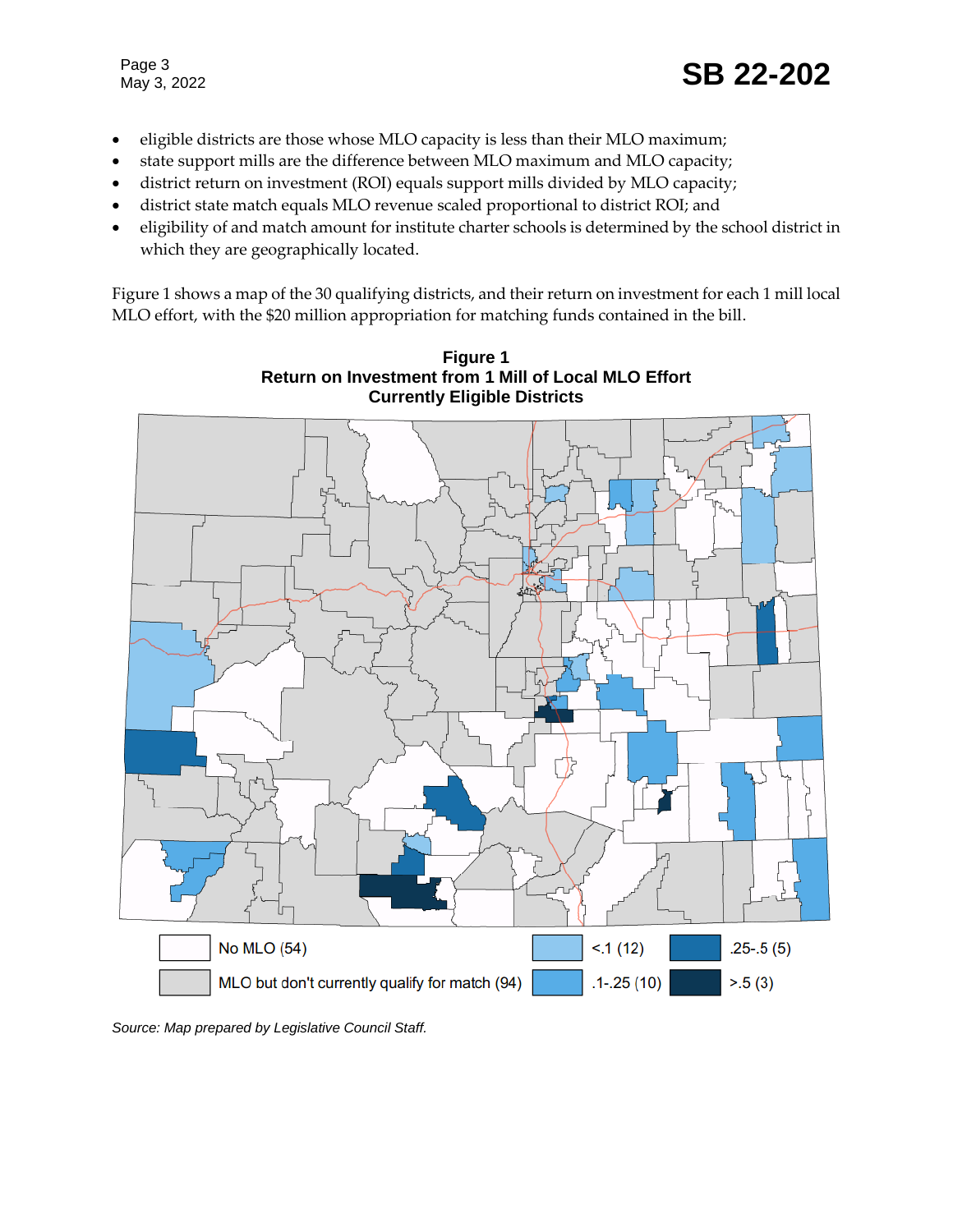- eligible districts are those whose MLO capacity is less than their MLO maximum;
- state support mills are the difference between MLO maximum and MLO capacity;
- district return on investment (ROI) equals support mills divided by MLO capacity;
- district state match equals MLO revenue scaled proportional to district ROI; and
- eligibility of and match amount for institute charter schools is determined by the school district in which they are geographically located.

Figure 1 shows a map of the 30 qualifying districts, and their return on investment for each 1 mill local MLO effort, with the $20 million appropriation for matching funds contained in the bill.

**Figure 1**
**Return on Investment from 1 Mill of Local MLO Effort**
**Currently Eligible Districts**

No MLO (54)
MLO but don't currently qualify for match (94)
<.1 (12)
.1-.25 (10)
.25-.5 (5)
>.5 (3)

*Source: Map prepared by Legislative Council Staff.*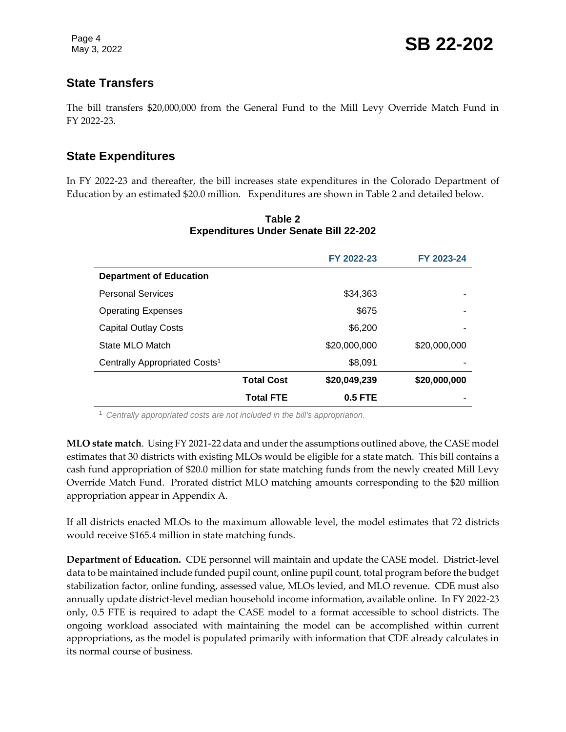## State Transfers

The bill transfers $20,000,000 from the General Fund to the Mill Levy Override Match Fund in FY 2022-23.

## State Expenditures

In FY 2022-23 and thereafter, the bill increases state expenditures in the Colorado Department of Education by an estimated $20.0 million. Expenditures are shown in Table 2 and detailed below.

**Table 2**
**Expenditures Under Senate Bill 22-202**

| | | FY 2022-23 | FY 2023-24 |
|---|---|---|---|
| **Department of Education** | | | |
| Personal Services | | $34,363 | - |
| Operating Expenses | | $675 | - |
| Capital Outlay Costs | | $6,200 | - |
| State MLO Match | | $20,000,000 | $20,000,000 |
| Centrally Appropriated Costs[1] | | $8,091 | - |
| | **Total Cost** | **$20,049,239** | **$20,000,000** |
| | **Total FTE** | **0.5 FTE** | - |

[1] *Centrally appropriated costs are not included in the bill's appropriation.*

**MLO state match**. Using FY 2021-22 data and under the assumptions outlined above, the CASE model estimates that 30 districts with existing MLOs would be eligible for a state match. This bill contains a cash fund appropriation of $20.0 million for state matching funds from the newly created Mill Levy Override Match Fund. Prorated district MLO matching amounts corresponding to the $20 million appropriation appear in Appendix A.

If all districts enacted MLOs to the maximum allowable level, the model estimates that 72 districts would receive $165.4 million in state matching funds.

**Department of Education.** CDE personnel will maintain and update the CASE model. District-level data to be maintained include funded pupil count, online pupil count, total program before the budget stabilization factor, online funding, assessed value, MLOs levied, and MLO revenue. CDE must also annually update district-level median household income information, available online. In FY 2022-23 only, 0.5 FTE is required to adapt the CASE model to a format accessible to school districts. The ongoing workload associated with maintaining the model can be accomplished within current appropriations, as the model is populated primarily with information that CDE already calculates in its normal course of business.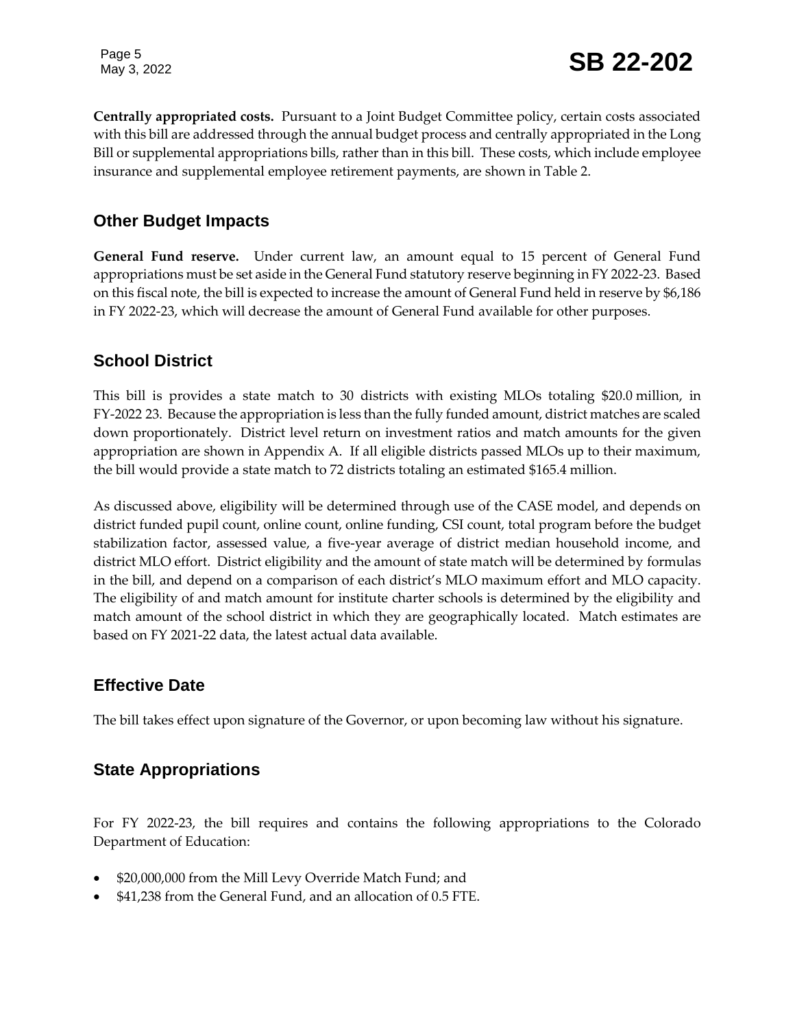**Centrally appropriated costs.** Pursuant to a Joint Budget Committee policy, certain costs associated with this bill are addressed through the annual budget process and centrally appropriated in the Long Bill or supplemental appropriations bills, rather than in this bill. These costs, which include employee insurance and supplemental employee retirement payments, are shown in Table 2.

## Other Budget Impacts

**General Fund reserve.** Under current law, an amount equal to 15 percent of General Fund appropriations must be set aside in the General Fund statutory reserve beginning in FY 2022-23. Based on this fiscal note, the bill is expected to increase the amount of General Fund held in reserve by $6,186 in FY 2022-23, which will decrease the amount of General Fund available for other purposes.

## School District

This bill is provides a state match to 30 districts with existing MLOs totaling $20.0 million, in FY-2022 23. Because the appropriation is less than the fully funded amount, district matches are scaled down proportionately. District level return on investment ratios and match amounts for the given appropriation are shown in Appendix A. If all eligible districts passed MLOs up to their maximum, the bill would provide a state match to 72 districts totaling an estimated $165.4 million.

As discussed above, eligibility will be determined through use of the CASE model, and depends on district funded pupil count, online count, online funding, CSI count, total program before the budget stabilization factor, assessed value, a five-year average of district median household income, and district MLO effort. District eligibility and the amount of state match will be determined by formulas in the bill, and depend on a comparison of each district's MLO maximum effort and MLO capacity. The eligibility of and match amount for institute charter schools is determined by the eligibility and match amount of the school district in which they are geographically located. Match estimates are based on FY 2021-22 data, the latest actual data available.

## Effective Date

The bill takes effect upon signature of the Governor, or upon becoming law without his signature.

## State Appropriations

For FY 2022-23, the bill requires and contains the following appropriations to the Colorado Department of Education:

- $20,000,000 from the Mill Levy Override Match Fund; and
- $41,238 from the General Fund, and an allocation of 0.5 FTE.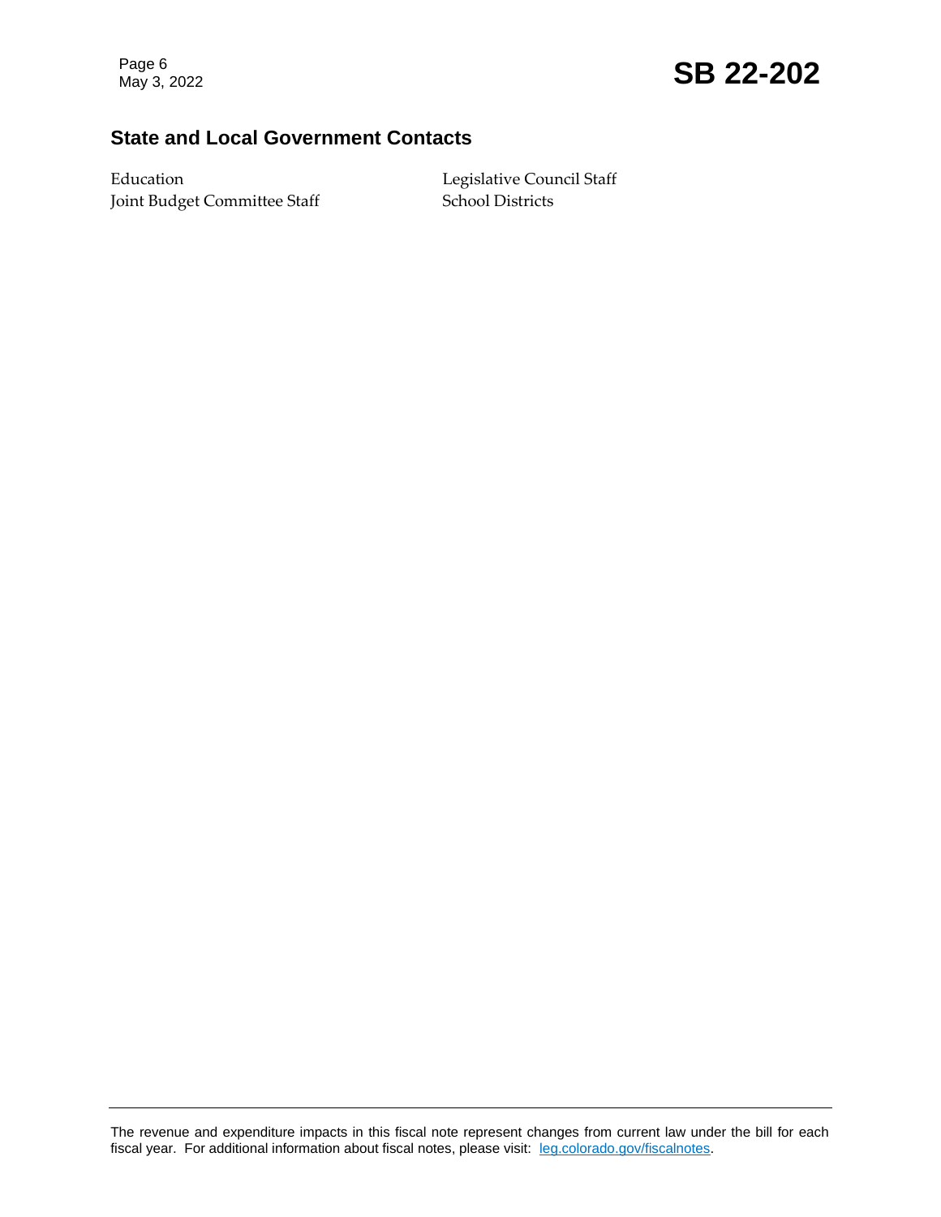## State and Local Government Contacts

Education
Joint Budget Committee Staff
Legislative Council Staff
School Districts

The revenue and expenditure impacts in this fiscal note represent changes from current law under the bill for each fiscal year. For additional information about fiscal notes, please visit: leg.colorado.gov/fiscalnotes.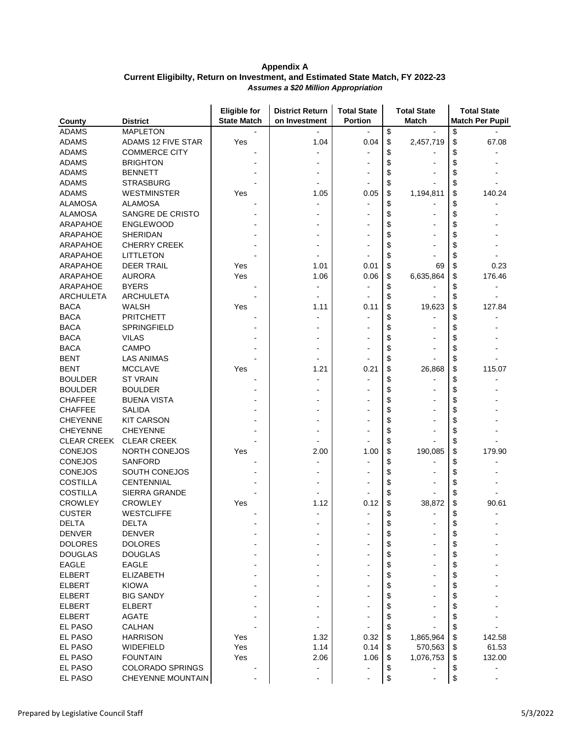**Appendix A**
**Current Eligibilty, Return on Investment, and Estimated State Match, FY 2022-23**
***Assumes a $20 Million Appropriation***

| County | District | Eligible for State Match | District Return on Investment | Total State Portion | Total State Match | Total State Match Per Pupil |
|---|---|---|---|---|---|---|
| ADAMS | MAPLETON | - | - | - | $ - | $ - |
| ADAMS | ADAMS 12 FIVE STAR | Yes | 1.04 | 0.04 | $ 2,457,719 | $ 67.08 |
| ADAMS | COMMERCE CITY | - | - | - | $ - | $ - |
| ADAMS | BRIGHTON | - | - | - | $ - | $ - |
| ADAMS | BENNETT | - | - | - | $ - | $ - |
| ADAMS | STRASBURG | - | - | - | $ - | $ - |
| ADAMS | WESTMINSTER | Yes | 1.05 | 0.05 | $ 1,194,811 | $ 140.24 |
| ALAMOSA | ALAMOSA | - | - | - | $ - | $ - |
| ALAMOSA | SANGRE DE CRISTO | - | - | - | $ - | $ - |
| ARAPAHOE | ENGLEWOOD | - | - | - | $ - | $ - |
| ARAPAHOE | SHERIDAN | - | - | - | $ - | $ - |
| ARAPAHOE | CHERRY CREEK | - | - | - | $ - | $ - |
| ARAPAHOE | LITTLETON | - | - | - | $ - | $ - |
| ARAPAHOE | DEER TRAIL | Yes | 1.01 | 0.01 | $ 69 | $ 0.23 |
| ARAPAHOE | AURORA | Yes | 1.06 | 0.06 | $ 6,635,864 | $ 176.46 |
| ARAPAHOE | BYERS | - | - | - | $ - | $ - |
| ARCHULETA | ARCHULETA | - | - | - | $ - | $ - |
| BACA | WALSH | Yes | 1.11 | 0.11 | $ 19,623 | $ 127.84 |
| BACA | PRITCHETT | - | - | - | $ - | $ - |
| BACA | SPRINGFIELD | - | - | - | $ - | $ - |
| BACA | VILAS | - | - | - | $ - | $ - |
| BACA | CAMPO | - | - | - | $ - | $ - |
| BENT | LAS ANIMAS | - | - | - | $ - | $ - |
| BENT | MCCLAVE | Yes | 1.21 | 0.21 | $ 26,868 | $ 115.07 |
| BOULDER | ST VRAIN | - | - | - | $ - | $ - |
| BOULDER | BOULDER | - | - | - | $ - | $ - |
| CHAFFEE | BUENA VISTA | - | - | - | $ - | $ - |
| CHAFFEE | SALIDA | - | - | - | $ - | $ - |
| CHEYENNE | KIT CARSON | - | - | - | $ - | $ - |
| CHEYENNE | CHEYENNE | - | - | - | $ - | $ - |
| CLEAR CREEK | CLEAR CREEK | - | - | - | $ - | $ - |
| CONEJOS | NORTH CONEJOS | Yes | 2.00 | 1.00 | $ 190,085 | $ 179.90 |
| CONEJOS | SANFORD | - | - | - | $ - | $ - |
| CONEJOS | SOUTH CONEJOS | - | - | - | $ - | $ - |
| COSTILLA | CENTENNIAL | - | - | - | $ - | $ - |
| COSTILLA | SIERRA GRANDE | - | - | - | $ - | $ - |
| CROWLEY | CROWLEY | Yes | 1.12 | 0.12 | $ 38,872 | $ 90.61 |
| CUSTER | WESTCLIFFE | - | - | - | $ - | $ - |
| DELTA | DELTA | - | - | - | $ - | $ - |
| DENVER | DENVER | - | - | - | $ - | $ - |
| DOLORES | DOLORES | - | - | - | $ - | $ - |
| DOUGLAS | DOUGLAS | - | - | - | $ - | $ - |
| EAGLE | EAGLE | - | - | - | $ - | $ - |
| ELBERT | ELIZABETH | - | - | - | $ - | $ - |
| ELBERT | KIOWA | - | - | - | $ - | $ - |
| ELBERT | BIG SANDY | - | - | - | $ - | $ - |
| ELBERT | ELBERT | - | - | - | $ - | $ - |
| ELBERT | AGATE | - | - | - | $ - | $ - |
| EL PASO | CALHAN | - | - | - | $ - | $ - |
| EL PASO | HARRISON | Yes | 1.32 | 0.32 | $ 1,865,964 | $ 142.58 |
| EL PASO | WIDEFIELD | Yes | 1.14 | 0.14 | $ 570,563 | $ 61.53 |
| EL PASO | FOUNTAIN | Yes | 2.06 | 1.06 | $ 1,076,753 | $ 132.00 |
| EL PASO | COLORADO SPRINGS | - | - | - | $ - | $ - |
| EL PASO | CHEYENNE MOUNTAIN | - | - | - | $ - | $ - |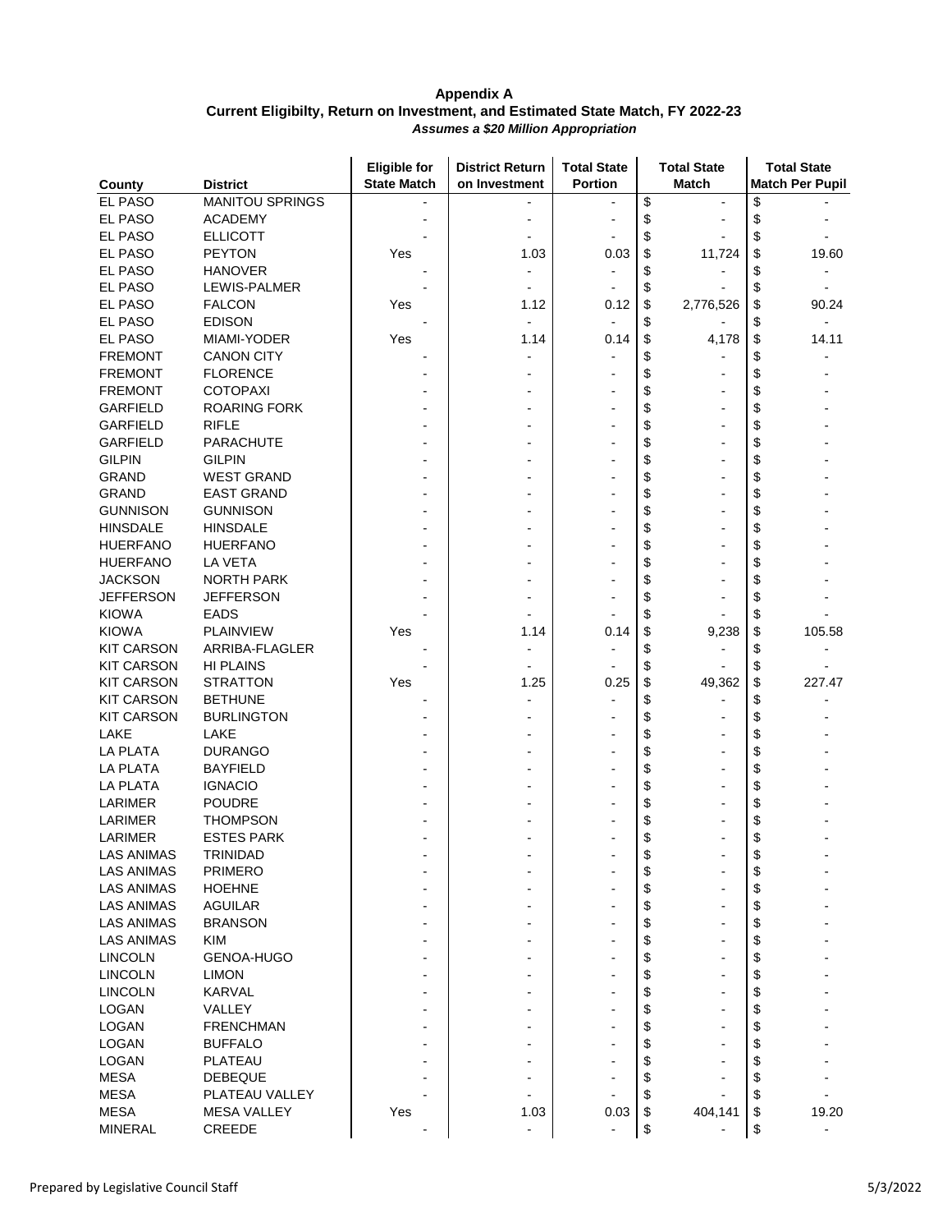**Appendix A**
**Current Eligibilty, Return on Investment, and Estimated State Match, FY 2022-23**
***Assumes a $20 Million Appropriation***

| County | District | Eligible for State Match | District Return on Investment | Total State Portion | Total State Match | Total State Match Per Pupil |
|---|---|---|---|---|---|---|
| EL PASO | MANITOU SPRINGS | - | - | - | $ - | $ - |
| EL PASO | ACADEMY | - | - | - | $ - | $ - |
| EL PASO | ELLICOTT | - | - | - | $ - | $ - |
| EL PASO | PEYTON | Yes | 1.03 | 0.03 | $ 11,724 | $ 19.60 |
| EL PASO | HANOVER | - | - | - | $ - | $ - |
| EL PASO | LEWIS-PALMER | - | - | - | $ - | $ - |
| EL PASO | FALCON | Yes | 1.12 | 0.12 | $ 2,776,526 | $ 90.24 |
| EL PASO | EDISON | - | - | - | $ - | $ - |
| EL PASO | MIAMI-YODER | Yes | 1.14 | 0.14 | $ 4,178 | $ 14.11 |
| FREMONT | CANON CITY | - | - | - | $ - | $ - |
| FREMONT | FLORENCE | - | - | - | $ - | $ - |
| FREMONT | COTOPAXI | - | - | - | $ - | $ - |
| GARFIELD | ROARING FORK | - | - | - | $ - | $ - |
| GARFIELD | RIFLE | - | - | - | $ - | $ - |
| GARFIELD | PARACHUTE | - | - | - | $ - | $ - |
| GILPIN | GILPIN | - | - | - | $ - | $ - |
| GRAND | WEST GRAND | - | - | - | $ - | $ - |
| GRAND | EAST GRAND | - | - | - | $ - | $ - |
| GUNNISON | GUNNISON | - | - | - | $ - | $ - |
| HINSDALE | HINSDALE | - | - | - | $ - | $ - |
| HUERFANO | HUERFANO | - | - | - | $ - | $ - |
| HUERFANO | LA VETA | - | - | - | $ - | $ - |
| JACKSON | NORTH PARK | - | - | - | $ - | $ - |
| JEFFERSON | JEFFERSON | - | - | - | $ - | $ - |
| KIOWA | EADS | - | - | - | $ - | $ - |
| KIOWA | PLAINVIEW | Yes | 1.14 | 0.14 | $ 9,238 | $ 105.58 |
| KIT CARSON | ARRIBA-FLAGLER | - | - | - | $ - | $ - |
| KIT CARSON | HI PLAINS | - | - | - | $ - | $ - |
| KIT CARSON | STRATTON | Yes | 1.25 | 0.25 | $ 49,362 | $ 227.47 |
| KIT CARSON | BETHUNE | - | - | - | $ - | $ - |
| KIT CARSON | BURLINGTON | - | - | - | $ - | $ - |
| LAKE | LAKE | - | - | - | $ - | $ - |
| LA PLATA | DURANGO | - | - | - | $ - | $ - |
| LA PLATA | BAYFIELD | - | - | - | $ - | $ - |
| LA PLATA | IGNACIO | - | - | - | $ - | $ - |
| LARIMER | POUDRE | - | - | - | $ - | $ - |
| LARIMER | THOMPSON | - | - | - | $ - | $ - |
| LARIMER | ESTES PARK | - | - | - | $ - | $ - |
| LAS ANIMAS | TRINIDAD | - | - | - | $ - | $ - |
| LAS ANIMAS | PRIMERO | - | - | - | $ - | $ - |
| LAS ANIMAS | HOEHNE | - | - | - | $ - | $ - |
| LAS ANIMAS | AGUILAR | - | - | - | $ - | $ - |
| LAS ANIMAS | BRANSON | - | - | - | $ - | $ - |
| LAS ANIMAS | KIM | - | - | - | $ - | $ - |
| LINCOLN | GENOA-HUGO | - | - | - | $ - | $ - |
| LINCOLN | LIMON | - | - | - | $ - | $ - |
| LINCOLN | KARVAL | - | - | - | $ - | $ - |
| LOGAN | VALLEY | - | - | - | $ - | $ - |
| LOGAN | FRENCHMAN | - | - | - | $ - | $ - |
| LOGAN | BUFFALO | - | - | - | $ - | $ - |
| LOGAN | PLATEAU | - | - | - | $ - | $ - |
| MESA | DEBEQUE | - | - | - | $ - | $ - |
| MESA | PLATEAU VALLEY | - | - | - | $ - | $ - |
| MESA | MESA VALLEY | Yes | 1.03 | 0.03 | $ 404,141 | $ 19.20 |
| MINERAL | CREEDE | - | - | - | $ - | $ - |

Prepared by Legislative Council Staff 5/3/2022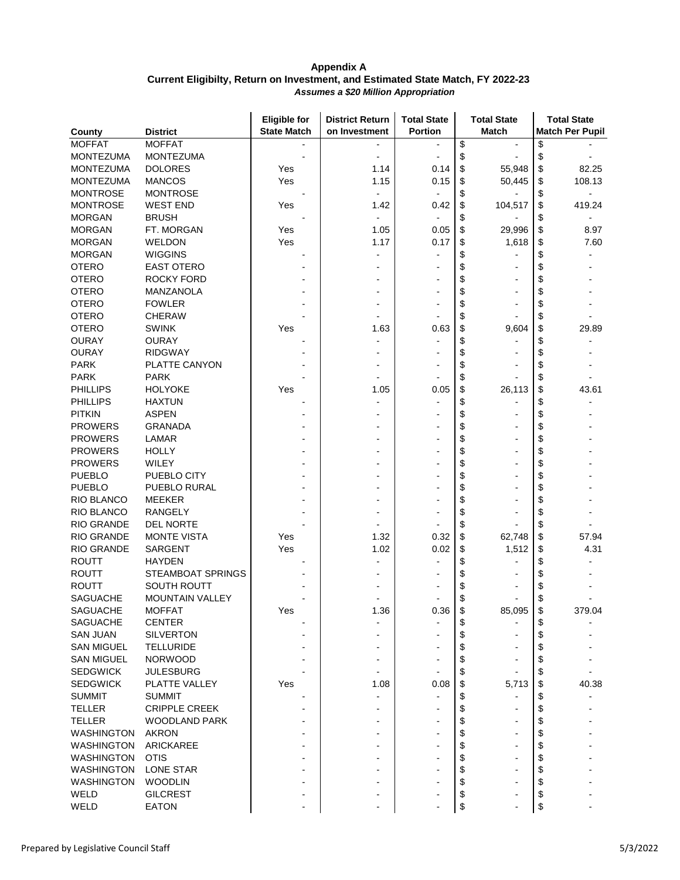**Appendix A**
**Current Eligibilty, Return on Investment, and Estimated State Match, FY 2022-23**
***Assumes a $20 Million Appropriation***

| County | District | Eligible for State Match | District Return on Investment | Total State Portion | Total State Match | Total State Match Per Pupil |
|---|---|---|---|---|---|---|
| MOFFAT | MOFFAT | - | - | - | $ - | $ - |
| MONTEZUMA | MONTEZUMA | - | - | - | $ - | $ - |
| MONTEZUMA | DOLORES | Yes | 1.14 | 0.14 | $ 55,948 | $ 82.25 |
| MONTEZUMA | MANCOS | Yes | 1.15 | 0.15 | $ 50,445 | $ 108.13 |
| MONTROSE | MONTROSE | - | - | - | $ - | $ - |
| MONTROSE | WEST END | Yes | 1.42 | 0.42 | $ 104,517 | $ 419.24 |
| MORGAN | BRUSH | - | - | - | $ - | $ - |
| MORGAN | FT. MORGAN | Yes | 1.05 | 0.05 | $ 29,996 | $ 8.97 |
| MORGAN | WELDON | Yes | 1.17 | 0.17 | $ 1,618 | $ 7.60 |
| MORGAN | WIGGINS | - | - | - | $ - | $ - |
| OTERO | EAST OTERO | - | - | - | $ - | $ - |
| OTERO | ROCKY FORD | - | - | - | $ - | $ - |
| OTERO | MANZANOLA | - | - | - | $ - | $ - |
| OTERO | FOWLER | - | - | - | $ - | $ - |
| OTERO | CHERAW | - | - | - | $ - | $ - |
| OTERO | SWINK | Yes | 1.63 | 0.63 | $ 9,604 | $ 29.89 |
| OURAY | OURAY | - | - | - | $ - | $ - |
| OURAY | RIDGWAY | - | - | - | $ - | $ - |
| PARK | PLATTE CANYON | - | - | - | $ - | $ - |
| PARK | PARK | - | - | - | $ - | $ - |
| PHILLIPS | HOLYOKE | Yes | 1.05 | 0.05 | $ 26,113 | $ 43.61 |
| PHILLIPS | HAXTUN | - | - | - | $ - | $ - |
| PITKIN | ASPEN | - | - | - | $ - | $ - |
| PROWERS | GRANADA | - | - | - | $ - | $ - |
| PROWERS | LAMAR | - | - | - | $ - | $ - |
| PROWERS | HOLLY | - | - | - | $ - | $ - |
| PROWERS | WILEY | - | - | - | $ - | $ - |
| PUEBLO | PUEBLO CITY | - | - | - | $ - | $ - |
| PUEBLO | PUEBLO RURAL | - | - | - | $ - | $ - |
| RIO BLANCO | MEEKER | - | - | - | $ - | $ - |
| RIO BLANCO | RANGELY | - | - | - | $ - | $ - |
| RIO GRANDE | DEL NORTE | - | - | - | $ - | $ - |
| RIO GRANDE | MONTE VISTA | Yes | 1.32 | 0.32 | $ 62,748 | $ 57.94 |
| RIO GRANDE | SARGENT | Yes | 1.02 | 0.02 | $ 1,512 | $ 4.31 |
| ROUTT | HAYDEN | - | - | - | $ - | $ - |
| ROUTT | STEAMBOAT SPRINGS | - | - | - | $ - | $ - |
| ROUTT | SOUTH ROUTT | - | - | - | $ - | $ - |
| SAGUACHE | MOUNTAIN VALLEY | - | - | - | $ - | $ - |
| SAGUACHE | MOFFAT | Yes | 1.36 | 0.36 | $ 85,095 | $ 379.04 |
| SAGUACHE | CENTER | - | - | - | $ - | $ - |
| SAN JUAN | SILVERTON | - | - | - | $ - | $ - |
| SAN MIGUEL | TELLURIDE | - | - | - | $ - | $ - |
| SAN MIGUEL | NORWOOD | - | - | - | $ - | $ - |
| SEDGWICK | JULESBURG | - | - | - | $ - | $ - |
| SEDGWICK | PLATTE VALLEY | Yes | 1.08 | 0.08 | $ 5,713 | $ 40.38 |
| SUMMIT | SUMMIT | - | - | - | $ - | $ - |
| TELLER | CRIPPLE CREEK | - | - | - | $ - | $ - |
| TELLER | WOODLAND PARK | - | - | - | $ - | $ - |
| WASHINGTON | AKRON | - | - | - | $ - | $ - |
| WASHINGTON | ARICKAREE | - | - | - | $ - | $ - |
| WASHINGTON | OTIS | - | - | - | $ - | $ - |
| WASHINGTON | LONE STAR | - | - | - | $ - | $ - |
| WASHINGTON | WOODLIN | - | - | - | $ - | $ - |
| WELD | GILCREST | - | - | - | $ - | $ - |
| WELD | EATON | - | - | - | $ - | $ - |

Prepared by Legislative Council Staff 5/3/2022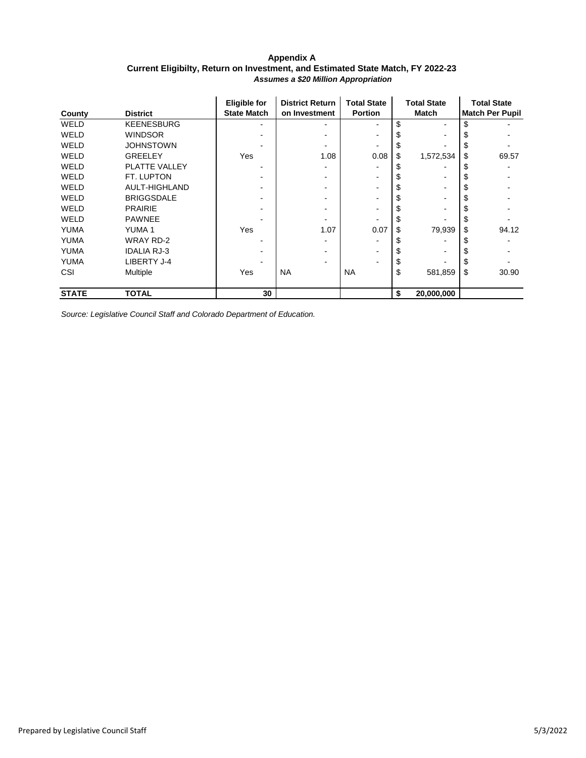**Appendix A**
**Current Eligibilty, Return on Investment, and Estimated State Match, FY 2022-23**
***Assumes a $20 Million Appropriation***

| County | District | Eligible for State Match | District Return on Investment | Total State Portion | Total State Match | Total State Match Per Pupil |
|---|---|---|---|---|---|---|
| WELD | KEENESBURG | - | - | - | $ - | $ - |
| WELD | WINDSOR | - | - | - | $ - | $ - |
| WELD | JOHNSTOWN | - | - | - | $ - | $ - |
| WELD | GREELEY | Yes | 1.08 | 0.08 | $ 1,572,534 | $ 69.57 |
| WELD | PLATTE VALLEY | - | - | - | $ - | $ - |
| WELD | FT. LUPTON | - | - | - | $ - | $ - |
| WELD | AULT-HIGHLAND | - | - | - | $ - | $ - |
| WELD | BRIGGSDALE | - | - | - | $ - | $ - |
| WELD | PRAIRIE | - | - | - | $ - | $ - |
| WELD | PAWNEE | - | - | - | $ - | $ - |
| YUMA | YUMA 1 | Yes | 1.07 | 0.07 | $ 79,939 | $ 94.12 |
| YUMA | WRAY RD-2 | - | - | - | $ - | $ - |
| YUMA | IDALIA RJ-3 | - | - | - | $ - | $ - |
| YUMA | LIBERTY J-4 | - | - | - | $ - | $ - |
| CSI | Multiple | Yes | NA | NA | $ 581,859 | $ 30.90 |
| **STATE** | **TOTAL** | **30** | | | **$ 20,000,000** | |

*Source: Legislative Council Staff and Colorado Department of Education.*

Prepared by Legislative Council Staff

5/3/2022